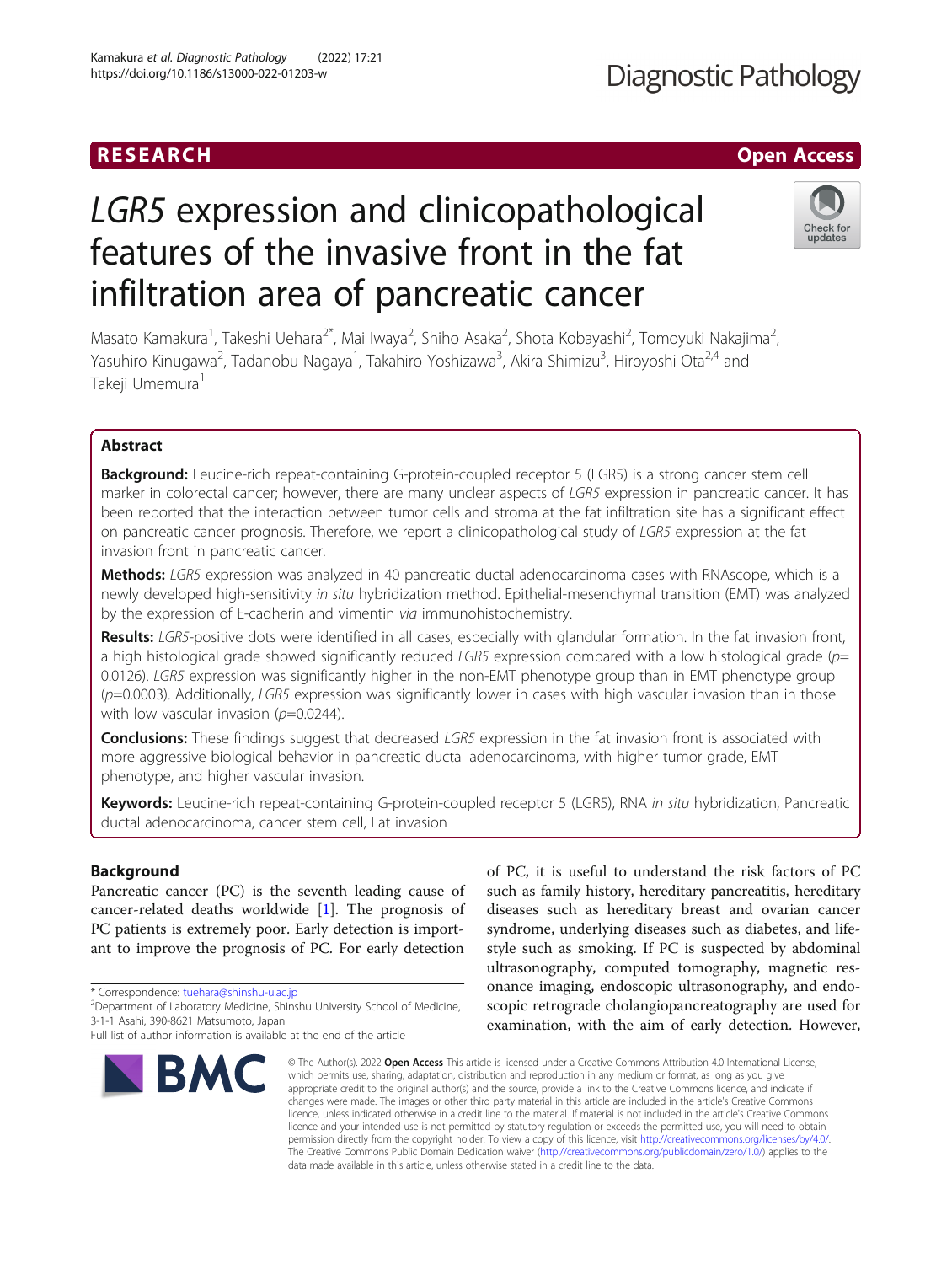# RESEARCH

# *LGR5* expression and clinicopathological features of the invasive front in the fat infiltration area of pancreatic cancer

Masato Kamakura[1], Takeshi Uehara[2*], Mai Iwaya[2], Shiho Asaka[2], Shota Kobayashi[2], Tomoyuki Nakajima[2], Yasuhiro Kinugawa[2], Tadanobu Nagaya[1], Takahiro Yoshizawa[3], Akira Shimizu[3], Hiroyoshi Ota[2,4] and Takeji Umemura[1]

## Abstract

**Background:** Leucine-rich repeat-containing G-protein-coupled receptor 5 (LGR5) is a strong cancer stem cell marker in colorectal cancer; however, there are many unclear aspects of *LGR5* expression in pancreatic cancer. It has been reported that the interaction between tumor cells and stroma at the fat infiltration site has a significant effect on pancreatic cancer prognosis. Therefore, we report a clinicopathological study of *LGR5* expression at the fat invasion front in pancreatic cancer.

**Methods:** *LGR5* expression was analyzed in 40 pancreatic ductal adenocarcinoma cases with RNAscope, which is a newly developed high-sensitivity *in situ* hybridization method. Epithelial-mesenchymal transition (EMT) was analyzed by the expression of E-cadherin and vimentin *via* immunohistochemistry.

**Results:** *LGR5*-positive dots were identified in all cases, especially with glandular formation. In the fat invasion front, a high histological grade showed significantly reduced *LGR5* expression compared with a low histological grade ($p$= 0.0126). *LGR5* expression was significantly higher in the non-EMT phenotype group than in EMT phenotype group ($p$=0.0003). Additionally, *LGR5* expression was significantly lower in cases with high vascular invasion than in those with low vascular invasion ($p$=0.0244).

**Conclusions:** These findings suggest that decreased *LGR5* expression in the fat invasion front is associated with more aggressive biological behavior in pancreatic ductal adenocarcinoma, with higher tumor grade, EMT phenotype, and higher vascular invasion.

**Keywords:** Leucine-rich repeat-containing G-protein-coupled receptor 5 (LGR5), RNA *in situ* hybridization, Pancreatic ductal adenocarcinoma, cancer stem cell, Fat invasion

## Background

Pancreatic cancer (PC) is the seventh leading cause of cancer-related deaths worldwide [1]. The prognosis of PC patients is extremely poor. Early detection is important to improve the prognosis of PC. For early detection of PC, it is useful to understand the risk factors of PC such as family history, hereditary pancreatitis, hereditary diseases such as hereditary breast and ovarian cancer syndrome, underlying diseases such as diabetes, and lifestyle such as smoking. If PC is suspected by abdominal ultrasonography, computed tomography, magnetic resonance imaging, endoscopic ultrasonography, and endoscopic retrograde cholangiopancreatography are used for examination, with the aim of early detection. However,

\* Correspondence: tuehara@shinshu-u.ac.jp
[2]Department of Laboratory Medicine, Shinshu University School of Medicine, 3-1-1 Asahi, 390-8621 Matsumoto, Japan
Full list of author information is available at the end of the article

© The Author(s). 2022 **Open Access** This article is licensed under a Creative Commons Attribution 4.0 International License, which permits use, sharing, adaptation, distribution and reproduction in any medium or format, as long as you give appropriate credit to the original author(s) and the source, provide a link to the Creative Commons licence, and indicate if changes were made. The images or other third party material in this article are included in the article's Creative Commons licence, unless indicated otherwise in a credit line to the material. If material is not included in the article's Creative Commons licence and your intended use is not permitted by statutory regulation or exceeds the permitted use, you will need to obtain permission directly from the copyright holder. To view a copy of this licence, visit http://creativecommons.org/licenses/by/4.0/. The Creative Commons Public Domain Dedication waiver (http://creativecommons.org/publicdomain/zero/1.0/) applies to the data made available in this article, unless otherwise stated in a credit line to the data.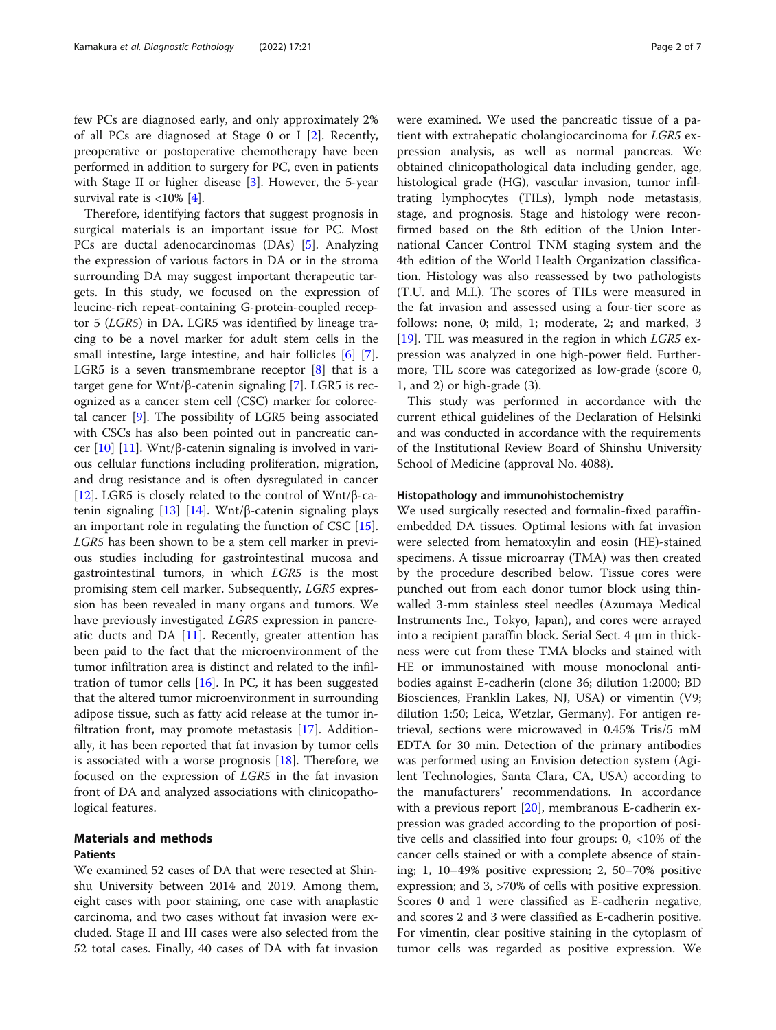few PCs are diagnosed early, and only approximately 2% of all PCs are diagnosed at Stage 0 or I [2]. Recently, preoperative or postoperative chemotherapy have been performed in addition to surgery for PC, even in patients with Stage II or higher disease [3]. However, the 5-year survival rate is <10% [4].

Therefore, identifying factors that suggest prognosis in surgical materials is an important issue for PC. Most PCs are ductal adenocarcinomas (DAs) [5]. Analyzing the expression of various factors in DA or in the stroma surrounding DA may suggest important therapeutic targets. In this study, we focused on the expression of leucine-rich repeat-containing G-protein-coupled receptor 5 (*LGR5*) in DA. LGR5 was identified by lineage tracing to be a novel marker for adult stem cells in the small intestine, large intestine, and hair follicles [6] [7]. LGR5 is a seven transmembrane receptor [8] that is a target gene for Wnt/β-catenin signaling [7]. LGR5 is recognized as a cancer stem cell (CSC) marker for colorectal cancer [9]. The possibility of LGR5 being associated with CSCs has also been pointed out in pancreatic cancer [10] [11]. Wnt/β-catenin signaling is involved in various cellular functions including proliferation, migration, and drug resistance and is often dysregulated in cancer [12]. LGR5 is closely related to the control of Wnt/β-catenin signaling [13] [14]. Wnt/β-catenin signaling plays an important role in regulating the function of CSC [15]. *LGR5* has been shown to be a stem cell marker in previous studies including for gastrointestinal mucosa and gastrointestinal tumors, in which *LGR5* is the most promising stem cell marker. Subsequently, *LGR5* expression has been revealed in many organs and tumors. We have previously investigated *LGR5* expression in pancreatic ducts and DA [11]. Recently, greater attention has been paid to the fact that the microenvironment of the tumor infiltration area is distinct and related to the infiltration of tumor cells [16]. In PC, it has been suggested that the altered tumor microenvironment in surrounding adipose tissue, such as fatty acid release at the tumor infiltration front, may promote metastasis [17]. Additionally, it has been reported that fat invasion by tumor cells is associated with a worse prognosis [18]. Therefore, we focused on the expression of *LGR5* in the fat invasion front of DA and analyzed associations with clinicopathological features.

## Materials and methods

### Patients

We examined 52 cases of DA that were resected at Shinshu University between 2014 and 2019. Among them, eight cases with poor staining, one case with anaplastic carcinoma, and two cases without fat invasion were excluded. Stage II and III cases were also selected from the 52 total cases. Finally, 40 cases of DA with fat invasion were examined. We used the pancreatic tissue of a patient with extrahepatic cholangiocarcinoma for *LGR5* expression analysis, as well as normal pancreas. We obtained clinicopathological data including gender, age, histological grade (HG), vascular invasion, tumor infiltrating lymphocytes (TILs), lymph node metastasis, stage, and prognosis. Stage and histology were reconfirmed based on the 8th edition of the Union International Cancer Control TNM staging system and the 4th edition of the World Health Organization classification. Histology was also reassessed by two pathologists (T.U. and M.I.). The scores of TILs were measured in the fat invasion and assessed using a four-tier score as follows: none, 0; mild, 1; moderate, 2; and marked, 3 [19]. TIL was measured in the region in which *LGR5* expression was analyzed in one high-power field. Furthermore, TIL score was categorized as low-grade (score 0, 1, and 2) or high-grade (3).

This study was performed in accordance with the current ethical guidelines of the Declaration of Helsinki and was conducted in accordance with the requirements of the Institutional Review Board of Shinshu University School of Medicine (approval No. 4088).

### Histopathology and immunohistochemistry

We used surgically resected and formalin-fixed paraffin-embedded DA tissues. Optimal lesions with fat invasion were selected from hematoxylin and eosin (HE)-stained specimens. A tissue microarray (TMA) was then created by the procedure described below. Tissue cores were punched out from each donor tumor block using thin-walled 3-mm stainless steel needles (Azumaya Medical Instruments Inc., Tokyo, Japan), and cores were arrayed into a recipient paraffin block. Serial Sect. 4 μm in thickness were cut from these TMA blocks and stained with HE or immunostained with mouse monoclonal antibodies against E-cadherin (clone 36; dilution 1:2000; BD Biosciences, Franklin Lakes, NJ, USA) or vimentin (V9; dilution 1:50; Leica, Wetzlar, Germany). For antigen retrieval, sections were microwaved in 0.45% Tris/5 mM EDTA for 30 min. Detection of the primary antibodies was performed using an Envision detection system (Agilent Technologies, Santa Clara, CA, USA) according to the manufacturers' recommendations. In accordance with a previous report [20], membranous E-cadherin expression was graded according to the proportion of positive cells and classified into four groups: 0, <10% of the cancer cells stained or with a complete absence of staining; 1, 10–49% positive expression; 2, 50–70% positive expression; and 3, >70% of cells with positive expression. Scores 0 and 1 were classified as E-cadherin negative, and scores 2 and 3 were classified as E-cadherin positive. For vimentin, clear positive staining in the cytoplasm of tumor cells was regarded as positive expression. We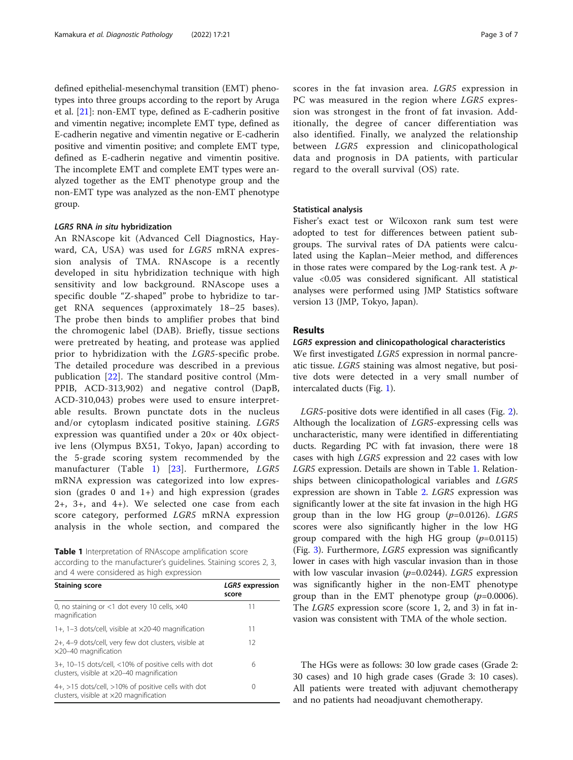defined epithelial-mesenchymal transition (EMT) phenotypes into three groups according to the report by Aruga et al. [21]: non-EMT type, defined as E-cadherin positive and vimentin negative; incomplete EMT type, defined as E-cadherin negative and vimentin negative or E-cadherin positive and vimentin positive; and complete EMT type, defined as E-cadherin negative and vimentin positive. The incomplete EMT and complete EMT types were analyzed together as the EMT phenotype group and the non-EMT type was analyzed as the non-EMT phenotype group.

#### *LGR5* RNA *in situ* hybridization

An RNAscope kit (Advanced Cell Diagnostics, Hayward, CA, USA) was used for *LGR5* mRNA expression analysis of TMA. RNAscope is a recently developed in situ hybridization technique with high sensitivity and low background. RNAscope uses a specific double "Z-shaped" probe to hybridize to target RNA sequences (approximately 18–25 bases). The probe then binds to amplifier probes that bind the chromogenic label (DAB). Briefly, tissue sections were pretreated by heating, and protease was applied prior to hybridization with the *LGR5*-specific probe. The detailed procedure was described in a previous publication [22]. The standard positive control (Mm-PPIB, ACD-313,902) and negative control (DapB, ACD-310,043) probes were used to ensure interpretable results. Brown punctate dots in the nucleus and/or cytoplasm indicated positive staining. *LGR5* expression was quantified under a 20× or 40x objective lens (Olympus BX51, Tokyo, Japan) according to the 5-grade scoring system recommended by the manufacturer (Table 1) [23]. Furthermore, *LGR5* mRNA expression was categorized into low expression (grades 0 and 1+) and high expression (grades 2+, 3+, and 4+). We selected one case from each score category, performed *LGR5* mRNA expression analysis in the whole section, and compared the scores in the fat invasion area. *LGR5* expression in PC was measured in the region where *LGR5* expression was strongest in the front of fat invasion. Additionally, the degree of cancer differentiation was also identified. Finally, we analyzed the relationship between *LGR5* expression and clinicopathological data and prognosis in DA patients, with particular regard to the overall survival (OS) rate.

**Table 1** Interpretation of RNAscope amplification score according to the manufacturer's guidelines. Staining scores 2, 3, and 4 were considered as high expression

| Staining score | *LGR5* expression score |
|---|---|
| 0, no staining or <1 dot every 10 cells, ×40 magnification | 11 |
| 1+, 1–3 dots/cell, visible at ×20-40 magnification | 11 |
| 2+, 4–9 dots/cell, very few dot clusters, visible at ×20–40 magnification | 12 |
| 3+, 10–15 dots/cell, <10% of positive cells with dot clusters, visible at ×20–40 magnification | 6 |
| 4+, >15 dots/cell, >10% of positive cells with dot clusters, visible at ×20 magnification | 0 |

#### Statistical analysis

Fisher's exact test or Wilcoxon rank sum test were adopted to test for differences between patient subgroups. The survival rates of DA patients were calculated using the Kaplan–Meier method, and differences in those rates were compared by the Log-rank test. A $p$-value <0.05 was considered significant. All statistical analyses were performed using JMP Statistics software version 13 (JMP, Tokyo, Japan).

## Results

#### *LGR5* expression and clinicopathological characteristics

We first investigated *LGR5* expression in normal pancreatic tissue. *LGR5* staining was almost negative, but positive dots were detected in a very small number of intercalated ducts (Fig. 1).

*LGR5*-positive dots were identified in all cases (Fig. 2). Although the localization of *LGR5*-expressing cells was uncharacteristic, many were identified in differentiating ducts. Regarding PC with fat invasion, there were 18 cases with high *LGR5* expression and 22 cases with low *LGR5* expression. Details are shown in Table 1. Relationships between clinicopathological variables and *LGR5* expression are shown in Table 2. *LGR5* expression was significantly lower at the site fat invasion in the high HG group than in the low HG group ($p$=0.0126). *LGR5* scores were also significantly higher in the low HG group compared with the high HG group ($p$=0.0115) (Fig. 3). Furthermore, *LGR5* expression was significantly lower in cases with high vascular invasion than in those with low vascular invasion ($p$=0.0244). *LGR5* expression was significantly higher in the non-EMT phenotype group than in the EMT phenotype group ($p$=0.0006). The *LGR5* expression score (score 1, 2, and 3) in fat invasion was consistent with TMA of the whole section.

The HGs were as follows: 30 low grade cases (Grade 2: 30 cases) and 10 high grade cases (Grade 3: 10 cases). All patients were treated with adjuvant chemotherapy and no patients had neoadjuvant chemotherapy.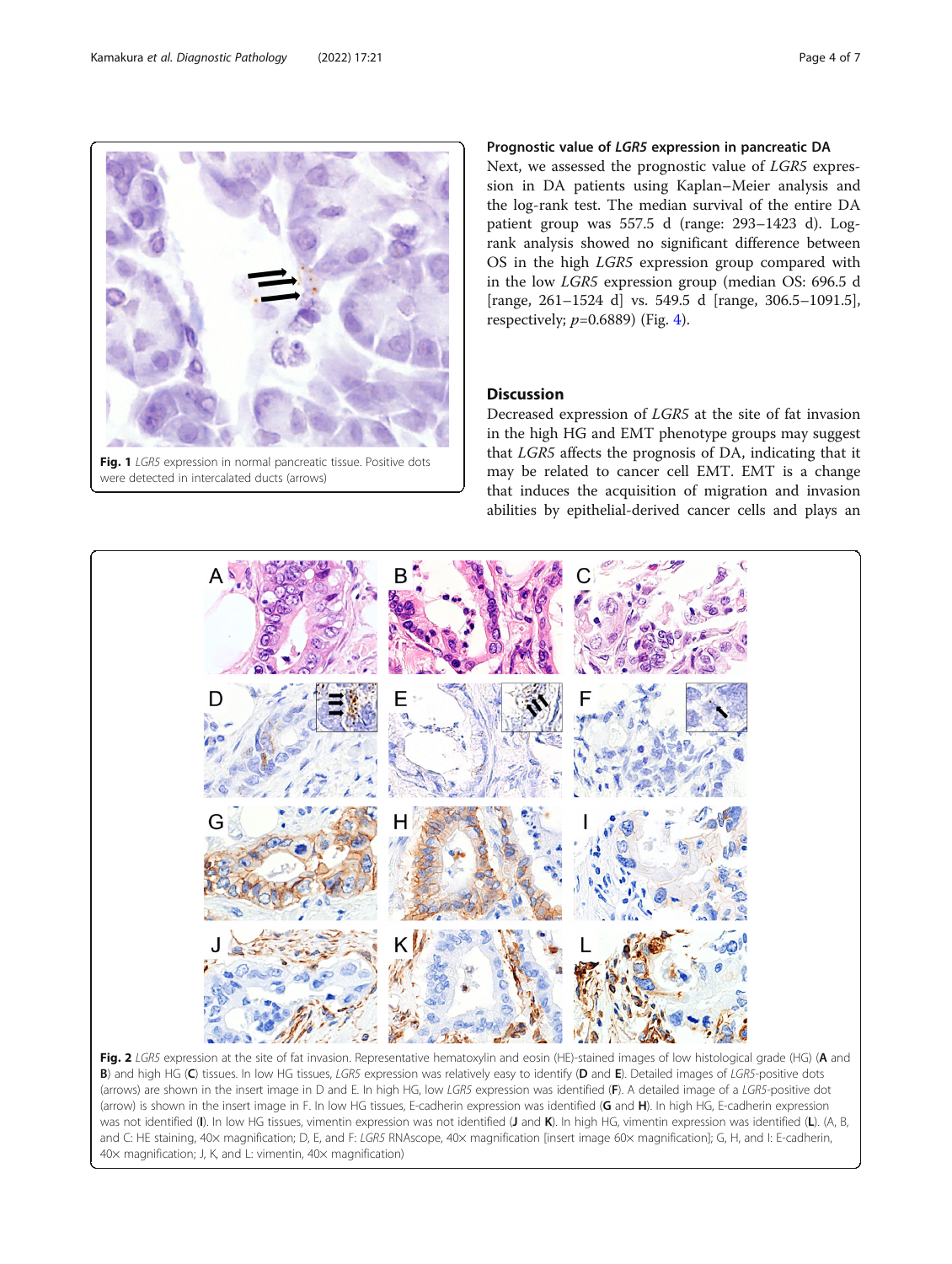Fig. 1 *LGR5* expression in normal pancreatic tissue. Positive dots were detected in intercalated ducts (arrows)

### Prognostic value of *LGR5* expression in pancreatic DA

Next, we assessed the prognostic value of *LGR5* expression in DA patients using Kaplan–Meier analysis and the log-rank test. The median survival of the entire DA patient group was 557.5 d (range: 293–1423 d). Log-rank analysis showed no significant difference between OS in the high *LGR5* expression group compared with in the low *LGR5* expression group (median OS: 696.5 d [range, 261–1524 d] vs. 549.5 d [range, 306.5–1091.5], respectively; $p$=0.6889) (Fig. 4).

## Discussion

Decreased expression of *LGR5* at the site of fat invasion in the high HG and EMT phenotype groups may suggest that *LGR5* affects the prognosis of DA, indicating that it may be related to cancer cell EMT. EMT is a change that induces the acquisition of migration and invasion abilities by epithelial-derived cancer cells and plays an

**Fig. 2** *LGR5* expression at the site of fat invasion. Representative hematoxylin and eosin (HE)-stained images of low histological grade (HG) (**A** and **B**) and high HG (**C**) tissues. In low HG tissues, *LGR5* expression was relatively easy to identify (**D** and **E**). Detailed images of *LGR5*-positive dots (arrows) are shown in the insert image in D and E. In high HG, low *LGR5* expression was identified (**F**). A detailed image of a *LGR5*-positive dot (arrow) is shown in the insert image in F. In low HG tissues, E-cadherin expression was identified (**G** and **H**). In high HG, E-cadherin expression was not identified (**I**). In low HG tissues, vimentin expression was not identified (**J** and **K**). In high HG, vimentin expression was identified (**L**). (A, B, and C: HE staining, 40× magnification; D, E, and F: *LGR5* RNAscope, 40× magnification [insert image 60× magnification]; G, H, and I: E-cadherin, 40× magnification; J, K, and L: vimentin, 40× magnification)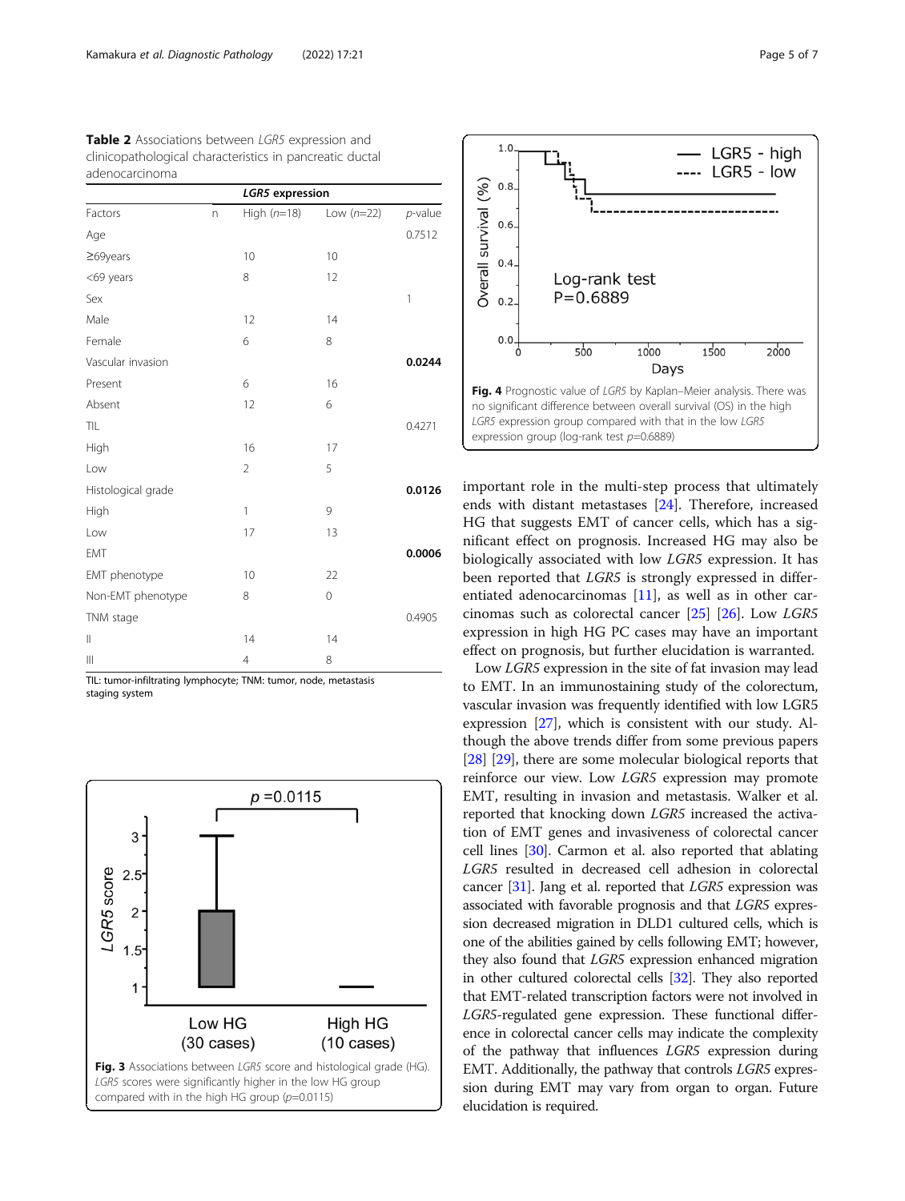**Table 2** Associations between *LGR5* expression and clinicopathological characteristics in pancreatic ductal adenocarcinoma

| Factors | n | *LGR5* expression High (*n*=18) | *LGR5* expression Low (*n*=22) | *p*-value |
|---|---|---|---|---|
| Age | | | | 0.7512 |
| ≥69years | | 10 | 10 | |
| <69 years | | 8 | 12 | |
| Sex | | | | 1 |
| Male | | 12 | 14 | |
| Female | | 6 | 8 | |
| Vascular invasion | | | | **0.0244** |
| Present | | 6 | 16 | |
| Absent | | 12 | 6 | |
| TIL | | | | 0.4271 |
| High | | 16 | 17 | |
| Low | | 2 | 5 | |
| Histological grade | | | | **0.0126** |
| High | | 1 | 9 | |
| Low | | 17 | 13 | |
| EMT | | | | **0.0006** |
| EMT phenotype | | 10 | 22 | |
| Non-EMT phenotype | | 8 | 0 | |
| TNM stage | | | | 0.4905 |
| II | | 14 | 14 | |
| III | | 4 | 8 | |

TIL: tumor-infiltrating lymphocyte; TNM: tumor, node, metastasis staging system

p =0.0115

LGR5 score

Low HG (30 cases)

High HG (10 cases)

**Fig. 3** Associations between *LGR5* score and histological grade (HG). *LGR5* scores were significantly higher in the low HG group compared with in the high HG group (*p*=0.0115)

LGR5 - high

LGR5 - low

Overall survival (%)

Log-rank test P=0.6889

Days

**Fig. 4** Prognostic value of *LGR5* by Kaplan–Meier analysis. There was no significant difference between overall survival (OS) in the high *LGR5* expression group compared with that in the low *LGR5* expression group (log-rank test *p*=0.6889)

important role in the multi-step process that ultimately ends with distant metastases [24]. Therefore, increased HG that suggests EMT of cancer cells, which has a significant effect on prognosis. Increased HG may also be biologically associated with low *LGR5* expression. It has been reported that *LGR5* is strongly expressed in differentiated adenocarcinomas [11], as well as in other carcinomas such as colorectal cancer [25] [26]. Low *LGR5* expression in high HG PC cases may have an important effect on prognosis, but further elucidation is warranted.

Low *LGR5* expression in the site of fat invasion may lead to EMT. In an immunostaining study of the colorectum, vascular invasion was frequently identified with low LGR5 expression [27], which is consistent with our study. Although the above trends differ from some previous papers [28] [29], there are some molecular biological reports that reinforce our view. Low *LGR5* expression may promote EMT, resulting in invasion and metastasis. Walker et al. reported that knocking down *LGR5* increased the activation of EMT genes and invasiveness of colorectal cancer cell lines [30]. Carmon et al. also reported that ablating *LGR5* resulted in decreased cell adhesion in colorectal cancer [31]. Jang et al. reported that *LGR5* expression was associated with favorable prognosis and that *LGR5* expression decreased migration in DLD1 cultured cells, which is one of the abilities gained by cells following EMT; however, they also found that *LGR5* expression enhanced migration in other cultured colorectal cells [32]. They also reported that EMT-related transcription factors were not involved in *LGR5*-regulated gene expression. These functional difference in colorectal cancer cells may indicate the complexity of the pathway that influences *LGR5* expression during EMT. Additionally, the pathway that controls *LGR5* expression during EMT may vary from organ to organ. Future elucidation is required.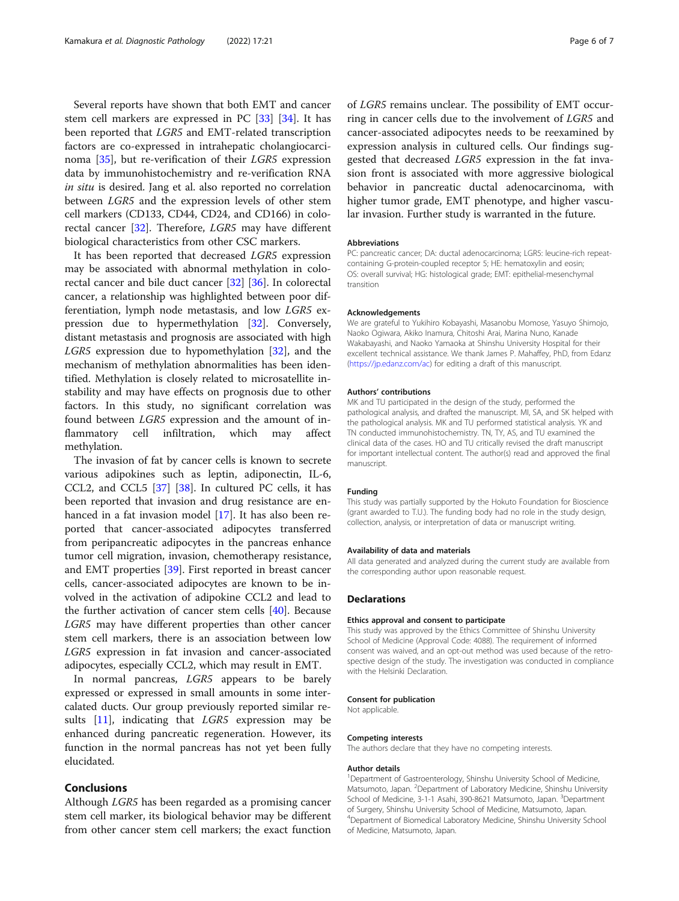Several reports have shown that both EMT and cancer stem cell markers are expressed in PC [33] [34]. It has been reported that *LGR5* and EMT-related transcription factors are co-expressed in intrahepatic cholangiocarcinoma [35], but re-verification of their *LGR5* expression data by immunohistochemistry and re-verification RNA *in situ* is desired. Jang et al. also reported no correlation between *LGR5* and the expression levels of other stem cell markers (CD133, CD44, CD24, and CD166) in colorectal cancer [32]. Therefore, *LGR5* may have different biological characteristics from other CSC markers.

It has been reported that decreased *LGR5* expression may be associated with abnormal methylation in colorectal cancer and bile duct cancer [32] [36]. In colorectal cancer, a relationship was highlighted between poor differentiation, lymph node metastasis, and low *LGR5* expression due to hypermethylation [32]. Conversely, distant metastasis and prognosis are associated with high *LGR5* expression due to hypomethylation [32], and the mechanism of methylation abnormalities has been identified. Methylation is closely related to microsatellite instability and may have effects on prognosis due to other factors. In this study, no significant correlation was found between *LGR5* expression and the amount of inflammatory cell infiltration, which may affect methylation.

The invasion of fat by cancer cells is known to secrete various adipokines such as leptin, adiponectin, IL-6, CCL2, and CCL5 [37] [38]. In cultured PC cells, it has been reported that invasion and drug resistance are enhanced in a fat invasion model [17]. It has also been reported that cancer-associated adipocytes transferred from peripancreatic adipocytes in the pancreas enhance tumor cell migration, invasion, chemotherapy resistance, and EMT properties [39]. First reported in breast cancer cells, cancer-associated adipocytes are known to be involved in the activation of adipokine CCL2 and lead to the further activation of cancer stem cells [40]. Because *LGR5* may have different properties than other cancer stem cell markers, there is an association between low *LGR5* expression in fat invasion and cancer-associated adipocytes, especially CCL2, which may result in EMT.

In normal pancreas, *LGR5* appears to be barely expressed or expressed in small amounts in some intercalated ducts. Our group previously reported similar results [11], indicating that *LGR5* expression may be enhanced during pancreatic regeneration. However, its function in the normal pancreas has not yet been fully elucidated.

## Conclusions

Although *LGR5* has been regarded as a promising cancer stem cell marker, its biological behavior may be different from other cancer stem cell markers; the exact function of *LGR5* remains unclear. The possibility of EMT occurring in cancer cells due to the involvement of *LGR5* and cancer-associated adipocytes needs to be reexamined by expression analysis in cultured cells. Our findings suggested that decreased *LGR5* expression in the fat invasion front is associated with more aggressive biological behavior in pancreatic ductal adenocarcinoma, with higher tumor grade, EMT phenotype, and higher vascular invasion. Further study is warranted in the future.

#### Abbreviations

PC: pancreatic cancer; DA: ductal adenocarcinoma; LGR5: leucine-rich repeat-containing G-protein-coupled receptor 5; HE: hematoxylin and eosin; OS: overall survival; HG: histological grade; EMT: epithelial-mesenchymal transition

#### Acknowledgements

We are grateful to Yukihiro Kobayashi, Masanobu Momose, Yasuyo Shimojo, Naoko Ogiwara, Akiko Inamura, Chitoshi Arai, Marina Nuno, Kanade Wakabayashi, and Naoko Yamaoka at Shinshu University Hospital for their excellent technical assistance. We thank James P. Mahaffey, PhD, from Edanz (https://jp.edanz.com/ac) for editing a draft of this manuscript.

#### Authors' contributions

MK and TU participated in the design of the study, performed the pathological analysis, and drafted the manuscript. MI, SA, and SK helped with the pathological analysis. MK and TU performed statistical analysis. YK and TN conducted immunohistochemistry. TN, TY, AS, and TU examined the clinical data of the cases. HO and TU critically revised the draft manuscript for important intellectual content. The author(s) read and approved the final manuscript.

#### Funding

This study was partially supported by the Hokuto Foundation for Bioscience (grant awarded to T.U.). The funding body had no role in the study design, collection, analysis, or interpretation of data or manuscript writing.

#### Availability of data and materials

All data generated and analyzed during the current study are available from the corresponding author upon reasonable request.

## Declarations

#### Ethics approval and consent to participate

This study was approved by the Ethics Committee of Shinshu University School of Medicine (Approval Code: 4088). The requirement of informed consent was waived, and an opt-out method was used because of the retrospective design of the study. The investigation was conducted in compliance with the Helsinki Declaration.

#### Consent for publication

Not applicable.

#### Competing interests

The authors declare that they have no competing interests.

#### Author details

[1]Department of Gastroenterology, Shinshu University School of Medicine, Matsumoto, Japan. [2]Department of Laboratory Medicine, Shinshu University School of Medicine, 3-1-1 Asahi, 390-8621 Matsumoto, Japan. [3]Department of Surgery, Shinshu University School of Medicine, Matsumoto, Japan. [4]Department of Biomedical Laboratory Medicine, Shinshu University School of Medicine, Matsumoto, Japan.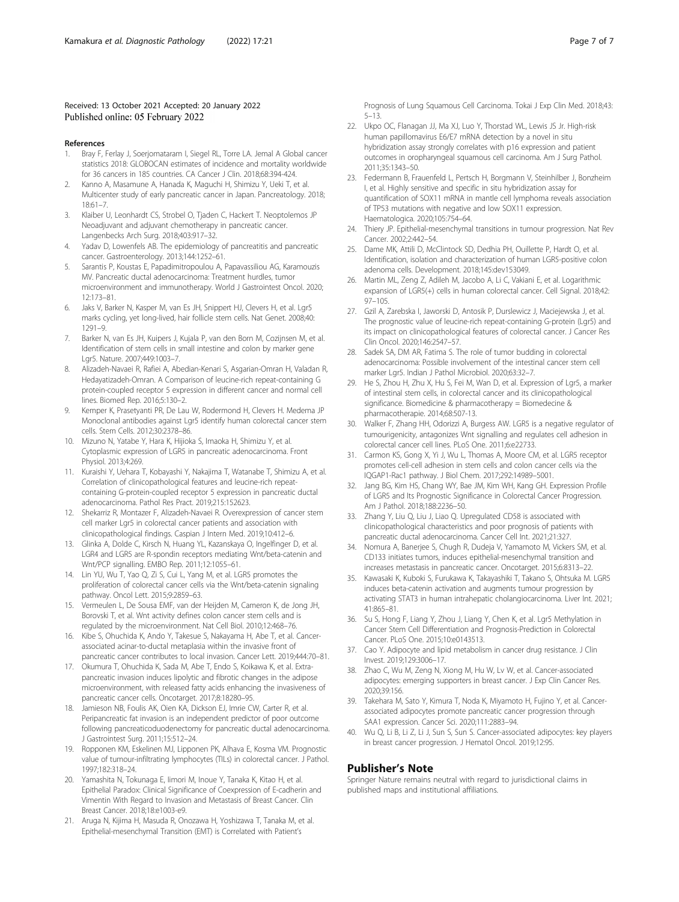Received: 13 October 2021 Accepted: 20 January 2022
Published online: 05 February 2022

## References

1. Bray F, Ferlay J, Soerjomataram I, Siegel RL, Torre LA. Jemal A Global cancer statistics 2018: GLOBOCAN estimates of incidence and mortality worldwide for 36 cancers in 185 countries. CA Cancer J Clin. 2018;68:394-424.
2. Kanno A, Masamune A, Hanada K, Maguchi H, Shimizu Y, Ueki T, et al. Multicenter study of early pancreatic cancer in Japan. Pancreatology. 2018; 18:61–7.
3. Klaiber U, Leonhardt CS, Strobel O, Tjaden C, Hackert T. Neoptolemos JP Neoadjuvant and adjuvant chemotherapy in pancreatic cancer. Langenbecks Arch Surg. 2018;403:917–32.
4. Yadav D, Lowenfels AB. The epidemiology of pancreatitis and pancreatic cancer. Gastroenterology. 2013;144:1252–61.
5. Sarantis P, Koustas E, Papadimitropoulou A, Papavassiliou AG, Karamouzis MV. Pancreatic ductal adenocarcinoma: Treatment hurdles, tumor microenvironment and immunotherapy. World J Gastrointest Oncol. 2020; 12:173–81.
6. Jaks V, Barker N, Kasper M, van Es JH, Snippert HJ, Clevers H, et al. Lgr5 marks cycling, yet long-lived, hair follicle stem cells. Nat Genet. 2008;40: 1291–9.
7. Barker N, van Es JH, Kuipers J, Kujala P, van den Born M, Cozijnsen M, et al. Identification of stem cells in small intestine and colon by marker gene Lgr5. Nature. 2007;449:1003–7.
8. Alizadeh-Navaei R, Rafiei A, Abedian-Kenari S, Asgarian-Omran H, Valadan R, Hedayatizadeh-Omran. A Comparison of leucine-rich repeat-containing G protein-coupled receptor 5 expression in different cancer and normal cell lines. Biomed Rep. 2016;5:130–2.
9. Kemper K, Prasetyanti PR, De Lau W, Rodermond H, Clevers H. Medema JP Monoclonal antibodies against Lgr5 identify human colorectal cancer stem cells. Stem Cells. 2012;30:2378–86.
10. Mizuno N, Yatabe Y, Hara K, Hijioka S, Imaoka H, Shimizu Y, et al. Cytoplasmic expression of LGR5 in pancreatic adenocarcinoma. Front Physiol. 2013;4:269.
11. Kuraishi Y, Uehara T, Kobayashi Y, Nakajima T, Watanabe T, Shimizu A, et al. Correlation of clinicopathological features and leucine-rich repeat-containing G-protein-coupled receptor 5 expression in pancreatic ductal adenocarcinoma. Pathol Res Pract. 2019;215:152623.
12. Shekarriz R, Montazer F, Alizadeh-Navaei R. Overexpression of cancer stem cell marker Lgr5 in colorectal cancer patients and association with clinicopathological findings. Caspian J Intern Med. 2019;10:412–6.
13. Glinka A, Dolde C, Kirsch N, Huang YL, Kazanskaya O, Ingelfinger D, et al. LGR4 and LGR5 are R-spondin receptors mediating Wnt/beta-catenin and Wnt/PCP signalling. EMBO Rep. 2011;12:1055–61.
14. Lin YU, Wu T, Yao Q, Zi S, Cui L, Yang M, et al. LGR5 promotes the proliferation of colorectal cancer cells via the Wnt/beta-catenin signaling pathway. Oncol Lett. 2015;9:2859–63.
15. Vermeulen L, De Sousa EMF, van der Heijden M, Cameron K, de Jong JH, Borovski T, et al. Wnt activity defines colon cancer stem cells and is regulated by the microenvironment. Nat Cell Biol. 2010;12:468–76.
16. Kibe S, Ohuchida K, Ando Y, Takesue S, Nakayama H, Abe T, et al. Cancer-associated acinar-to-ductal metaplasia within the invasive front of pancreatic cancer contributes to local invasion. Cancer Lett. 2019;444:70–81.
17. Okumura T, Ohuchida K, Sada M, Abe T, Endo S, Koikawa K, et al. Extra-pancreatic invasion induces lipolytic and fibrotic changes in the adipose microenvironment, with released fatty acids enhancing the invasiveness of pancreatic cancer cells. Oncotarget. 2017;8:18280–95.
18. Jamieson NB, Foulis AK, Oien KA, Dickson EJ, Imrie CW, Carter R, et al. Peripancreatic fat invasion is an independent predictor of poor outcome following pancreaticoduodenectomy for pancreatic ductal adenocarcinoma. J Gastrointest Surg. 2011;15:512–24.
19. Ropponen KM, Eskelinen MJ, Lipponen PK, Alhava E, Kosma VM. Prognostic value of tumour-infiltrating lymphocytes (TILs) in colorectal cancer. J Pathol. 1997;182:318–24.
20. Yamashita N, Tokunaga E, Iimori M, Inoue Y, Tanaka K, Kitao H, et al. Epithelial Paradox: Clinical Significance of Coexpression of E-cadherin and Vimentin With Regard to Invasion and Metastasis of Breast Cancer. Clin Breast Cancer. 2018;18:e1003-e9.
21. Aruga N, Kijima H, Masuda R, Onozawa H, Yoshizawa T, Tanaka M, et al. Epithelial-mesenchymal Transition (EMT) is Correlated with Patient's Prognosis of Lung Squamous Cell Carcinoma. Tokai J Exp Clin Med. 2018;43: 5–13.
22. Ukpo OC, Flanagan JJ, Ma XJ, Luo Y, Thorstad WL, Lewis JS Jr. High-risk human papillomavirus E6/E7 mRNA detection by a novel in situ hybridization assay strongly correlates with p16 expression and patient outcomes in oropharyngeal squamous cell carcinoma. Am J Surg Pathol. 2011;35:1343–50.
23. Federmann B, Frauenfeld L, Pertsch H, Borgmann V, Steinhilber J, Bonzheim I, et al. Highly sensitive and specific in situ hybridization assay for quantification of SOX11 mRNA in mantle cell lymphoma reveals association of TP53 mutations with negative and low SOX11 expression. Haematologica. 2020;105:754–64.
24. Thiery JP. Epithelial-mesenchymal transitions in tumour progression. Nat Rev Cancer. 2002;2:442–54.
25. Dame MK, Attili D, McClintock SD, Dedhia PH, Ouillette P, Hardt O, et al. Identification, isolation and characterization of human LGR5-positive colon adenoma cells. Development. 2018;145:dev153049.
26. Martin ML, Zeng Z, Adileh M, Jacobo A, Li C, Vakiani E, et al. Logarithmic expansion of LGR5(+) cells in human colorectal cancer. Cell Signal. 2018;42: 97–105.
27. Gzil A, Zarebska I, Jaworski D, Antosik P, Durslewicz J, Maciejewska J, et al. The prognostic value of leucine-rich repeat-containing G-protein (Lgr5) and its impact on clinicopathological features of colorectal cancer. J Cancer Res Clin Oncol. 2020;146:2547–57.
28. Sadek SA, DM AR, Fatima S. The role of tumor budding in colorectal adenocarcinoma: Possible involvement of the intestinal cancer stem cell marker Lgr5. Indian J Pathol Microbiol. 2020;63:32–7.
29. He S, Zhou H, Zhu X, Hu S, Fei M, Wan D, et al. Expression of Lgr5, a marker of intestinal stem cells, in colorectal cancer and its clinicopathological significance. Biomedicine & pharmacotherapy = Biomedecine & pharmacotherapie. 2014;68:507-13.
30. Walker F, Zhang HH, Odorizzi A, Burgess AW. LGR5 is a negative regulator of tumourigenicity, antagonizes Wnt signalling and regulates cell adhesion in colorectal cancer cell lines. PLoS One. 2011;6:e22733.
31. Carmon KS, Gong X, Yi J, Wu L, Thomas A, Moore CM, et al. LGR5 receptor promotes cell-cell adhesion in stem cells and colon cancer cells via the IQGAP1-Rac1 pathway. J Biol Chem. 2017;292:14989–5001.
32. Jang BG, Kim HS, Chang WY, Bae JM, Kim WH, Kang GH. Expression Profile of LGR5 and Its Prognostic Significance in Colorectal Cancer Progression. Am J Pathol. 2018;188:2236–50.
33. Zhang Y, Liu Q, Liu J, Liao Q. Upregulated CD58 is associated with clinicopathological characteristics and poor prognosis of patients with pancreatic ductal adenocarcinoma. Cancer Cell Int. 2021;21:327.
34. Nomura A, Banerjee S, Chugh R, Dudeja V, Yamamoto M, Vickers SM, et al. CD133 initiates tumors, induces epithelial-mesenchymal transition and increases metastasis in pancreatic cancer. Oncotarget. 2015;6:8313–22.
35. Kawasaki K, Kuboki S, Furukawa K, Takayashiki T, Takano S, Ohtsuka M. LGR5 induces beta-catenin activation and augments tumour progression by activating STAT3 in human intrahepatic cholangiocarcinoma. Liver Int. 2021; 41:865–81.
36. Su S, Hong F, Liang Y, Zhou J, Liang Y, Chen K, et al. Lgr5 Methylation in Cancer Stem Cell Differentiation and Prognosis-Prediction in Colorectal Cancer. PLoS One. 2015;10:e0143513.
37. Cao Y. Adipocyte and lipid metabolism in cancer drug resistance. J Clin Invest. 2019;129:3006–17.
38. Zhao C, Wu M, Zeng N, Xiong M, Hu W, Lv W, et al. Cancer-associated adipocytes: emerging supporters in breast cancer. J Exp Clin Cancer Res. 2020;39:156.
39. Takehara M, Sato Y, Kimura T, Noda K, Miyamoto H, Fujino Y, et al. Cancer-associated adipocytes promote pancreatic cancer progression through SAA1 expression. Cancer Sci. 2020;111:2883–94.
40. Wu Q, Li B, Li Z, Li J, Sun S, Sun S. Cancer-associated adipocytes: key players in breast cancer progression. J Hematol Oncol. 2019;12:95.

## Publisher's Note

Springer Nature remains neutral with regard to jurisdictional claims in published maps and institutional affiliations.